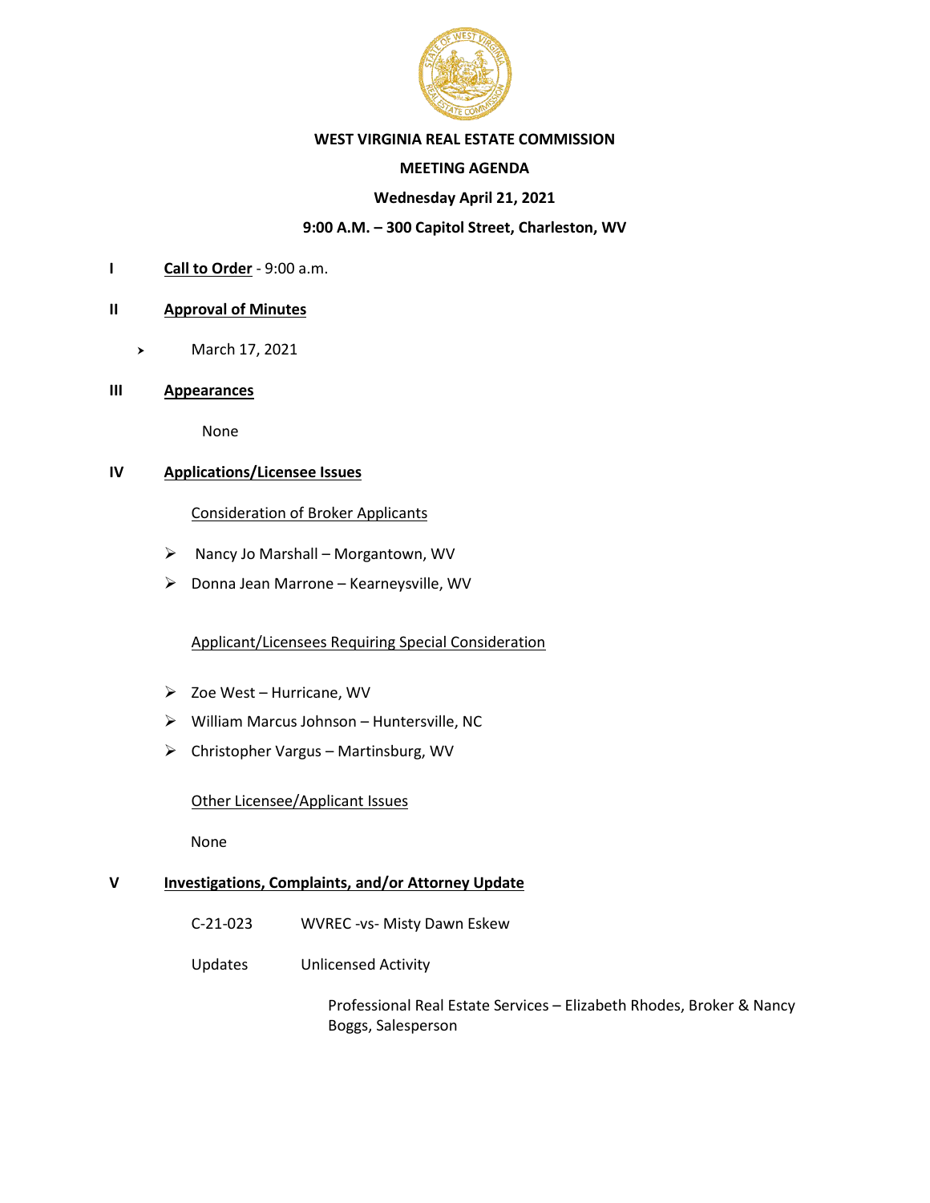# WEST VIRGINIA REAL ESTATE COMMISSION

## MEETING AGENDA

**Wednesday April 21, 2021**

**9:00 A.M. – 300 Capitol Street, Charleston, WV**

**I** **<u>Call to Order</u>** - 9:00 a.m.

**II** **<u>Approval of Minutes</u>**

- March 17, 2021

**III** **<u>Appearances</u>**

None

**IV** **<u>Applications/Licensee Issues</u>**

<u>Consideration of Broker Applicants</u>

- Nancy Jo Marshall – Morgantown, WV
- Donna Jean Marrone – Kearneysville, WV

<u>Applicant/Licensees Requiring Special Consideration</u>

- Zoe West – Hurricane, WV
- William Marcus Johnson – Huntersville, NC
- Christopher Vargus – Martinsburg, WV

<u>Other Licensee/Applicant Issues</u>

None

**V** **<u>Investigations, Complaints, and/or Attorney Update</u>**

C-21-023 WVREC -vs- Misty Dawn Eskew

Updates Unlicensed Activity

Professional Real Estate Services – Elizabeth Rhodes, Broker & Nancy Boggs, Salesperson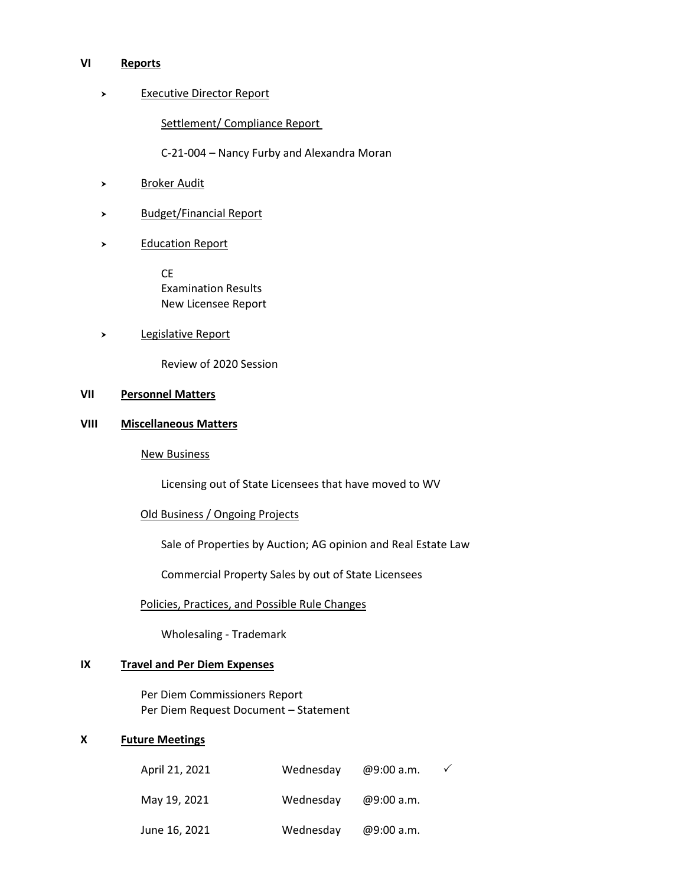## VI Reports

- Executive Director Report

  Settlement/ Compliance Report

  C-21-004 – Nancy Furby and Alexandra Moran

- Broker Audit

- Budget/Financial Report

- Education Report

  CE
  Examination Results
  New Licensee Report

- Legislative Report

  Review of 2020 Session

## VII Personnel Matters

## VIII Miscellaneous Matters

New Business

Licensing out of State Licensees that have moved to WV

Old Business / Ongoing Projects

Sale of Properties by Auction; AG opinion and Real Estate Law

Commercial Property Sales by out of State Licensees

Policies, Practices, and Possible Rule Changes

Wholesaling - Trademark

## IX Travel and Per Diem Expenses

Per Diem Commissioners Report
Per Diem Request Document – Statement

## X Future Meetings

| | | | |
|---|---|---|---|
| April 21, 2021 | Wednesday | @9:00 a.m. | ✓ |
| May 19, 2021 | Wednesday | @9:00 a.m. | |
| June 16, 2021 | Wednesday | @9:00 a.m. | |